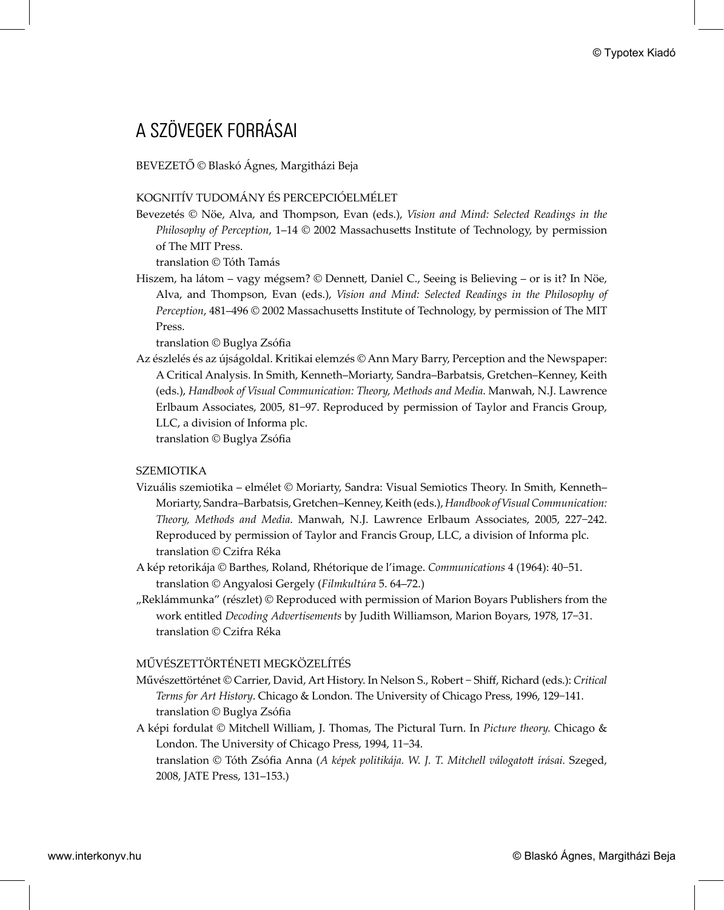# A SZÖVEGEK FORRÁSAI

BEVEZETŐ © Blaskó Ágnes, Margitházi Beja

## KOGNITÍV TUDOMÁNY ÉS PERCEPCIÓELMÉLET

Bevezetés © Nöe, Alva, and Thompson, Evan (eds.), *Vision and Mind: Selected Readings in the Philosophy of Perception*, 1–14 © 2002 Massachusetts Institute of Technology, by permission of The MIT Press.
translation © Tóth Tamás

Hiszem, ha látom – vagy mégsem? © Dennett, Daniel C., Seeing is Believing – or is it? In Nöe, Alva, and Thompson, Evan (eds.), *Vision and Mind: Selected Readings in the Philosophy of Perception*, 481–496 © 2002 Massachusetts Institute of Technology, by permission of The MIT Press.
translation © Buglya Zsófia

Az észlelés és az újságoldal. Kritikai elemzés © Ann Mary Barry, Perception and the Newspaper: A Critical Analysis. In Smith, Kenneth–Moriarty, Sandra–Barbatsis, Gretchen–Kenney, Keith (eds.), *Handbook of Visual Communication: Theory, Methods and Media*. Manwah, N.J. Lawrence Erlbaum Associates, 2005, 81–97. Reproduced by permission of Taylor and Francis Group, LLC, a division of Informa plc.
translation © Buglya Zsófia

## SZEMIOTIKA

Vizuális szemiotika – elmélet © Moriarty, Sandra: Visual Semiotics Theory. In Smith, Kenneth–Moriarty, Sandra–Barbatsis, Gretchen–Kenney, Keith (eds.), *Handbook of Visual Communication: Theory, Methods and Media*. Manwah, N.J. Lawrence Erlbaum Associates, 2005, 227–242. Reproduced by permission of Taylor and Francis Group, LLC, a division of Informa plc.
translation © Czifra Réka

A kép retorikája © Barthes, Roland, Rhétorique de l'image. *Communications* 4 (1964): 40–51.
translation © Angyalosi Gergely (*Filmkultúra* 5. 64–72.)

„Reklámmunka" (részlet) © Reproduced with permission of Marion Boyars Publishers from the work entitled *Decoding Advertisements* by Judith Williamson, Marion Boyars, 1978, 17–31.
translation © Czifra Réka

## MŰVÉSZETTÖRTÉNETI MEGKÖZELÍTÉS

Művészettörténet © Carrier, David, Art History. In Nelson S., Robert – Shiff, Richard (eds.): *Critical Terms for Art History*. Chicago & London. The University of Chicago Press, 1996, 129–141.
translation © Buglya Zsófia

A képi fordulat © Mitchell William, J. Thomas, The Pictural Turn. In *Picture theory.* Chicago & London. The University of Chicago Press, 1994, 11–34.
translation © Tóth Zsófia Anna (*A képek politikája. W. J. T. Mitchell válogatott írásai.* Szeged, 2008, JATE Press, 131–153.)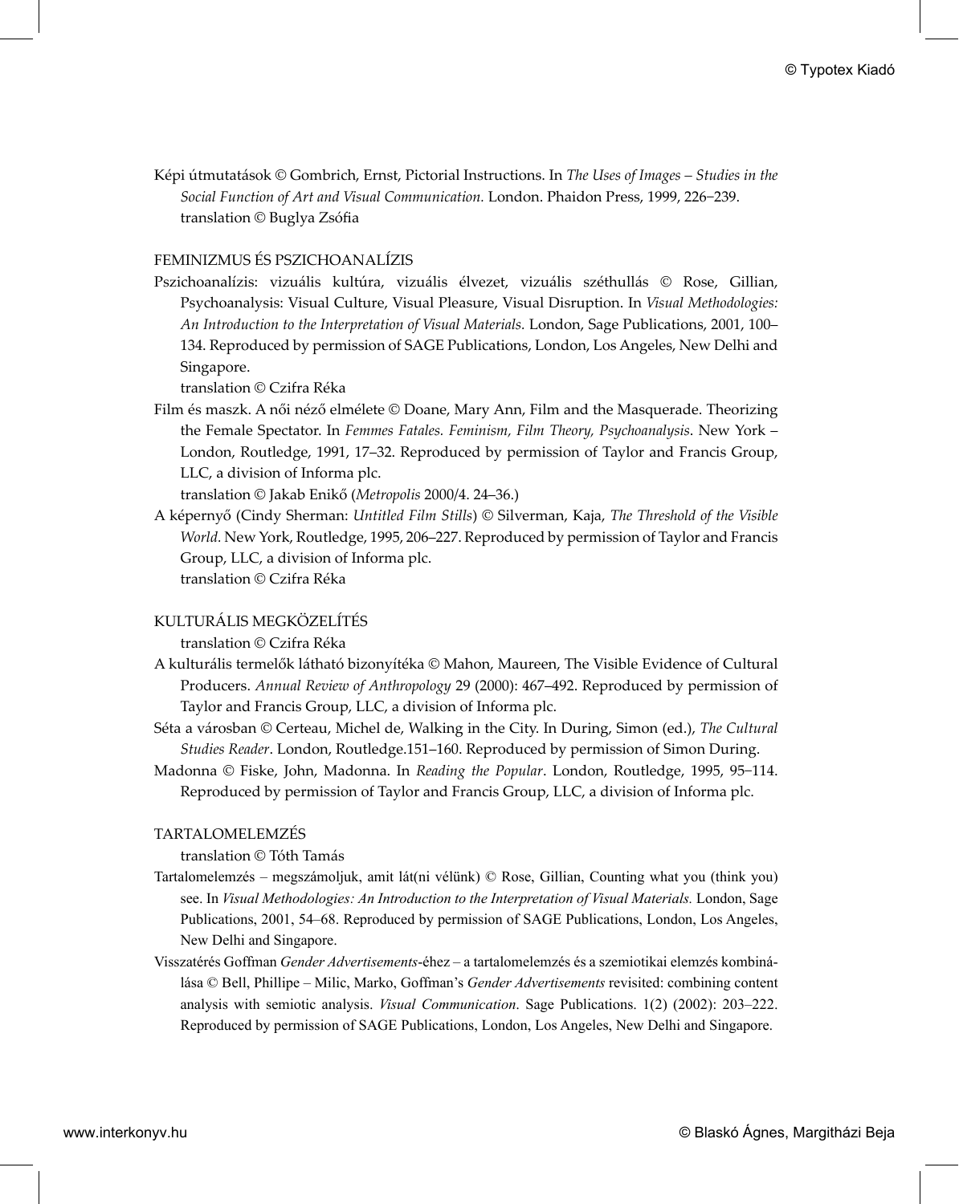Képi útmutatások © Gombrich, Ernst, Pictorial Instructions. In *The Uses of Images – Studies in the Social Function of Art and Visual Communication.* London. Phaidon Press, 1999, 226–239. translation © Buglya Zsófia

## FEMINIZMUS ÉS PSZICHOANALÍZIS

Pszichoanalízis: vizuális kultúra, vizuális élvezet, vizuális széthullás © Rose, Gillian, Psychoanalysis: Visual Culture, Visual Pleasure, Visual Disruption. In *Visual Methodologies: An Introduction to the Interpretation of Visual Materials.* London, Sage Publications, 2001, 100–134. Reproduced by permission of SAGE Publications, London, Los Angeles, New Delhi and Singapore.
translation © Czifra Réka

Film és maszk. A női néző elmélete © Doane, Mary Ann, Film and the Masquerade. Theorizing the Female Spectator. In *Femmes Fatales. Feminism, Film Theory, Psychoanalysis*. New York – London, Routledge, 1991, 17–32. Reproduced by permission of Taylor and Francis Group, LLC, a division of Informa plc.
translation © Jakab Enikő (*Metropolis* 2000/4. 24–36.)

A képernyő (Cindy Sherman: *Untitled Film Stills*) © Silverman, Kaja, *The Threshold of the Visible World.* New York, Routledge, 1995, 206–227. Reproduced by permission of Taylor and Francis Group, LLC, a division of Informa plc.
translation © Czifra Réka

## KULTURÁLIS MEGKÖZELÍTÉS

translation © Czifra Réka

A kulturális termelők látható bizonyítéka © Mahon, Maureen, The Visible Evidence of Cultural Producers. *Annual Review of Anthropology* 29 (2000): 467–492. Reproduced by permission of Taylor and Francis Group, LLC, a division of Informa plc.

Séta a városban © Certeau, Michel de, Walking in the City. In During, Simon (ed.), *The Cultural Studies Reader*. London, Routledge.151–160. Reproduced by permission of Simon During.

Madonna © Fiske, John, Madonna. In *Reading the Popular*. London, Routledge, 1995, 95–114. Reproduced by permission of Taylor and Francis Group, LLC, a division of Informa plc.

## TARTALOMELEMZÉS

translation © Tóth Tamás

Tartalomelemzés – megszámoljuk, amit lát(ni vélünk) © Rose, Gillian, Counting what you (think you) see. In *Visual Methodologies: An Introduction to the Interpretation of Visual Materials.* London, Sage Publications, 2001, 54–68. Reproduced by permission of SAGE Publications, London, Los Angeles, New Delhi and Singapore.

Visszatérés Goffman *Gender Advertisements*-éhez – a tartalomelemzés és a szemiotikai elemzés kombinálása © Bell, Phillipe – Milic, Marko, Goffman's *Gender Advertisements* revisited: combining content analysis with semiotic analysis. *Visual Communication*. Sage Publications. 1(2) (2002): 203–222. Reproduced by permission of SAGE Publications, London, Los Angeles, New Delhi and Singapore.